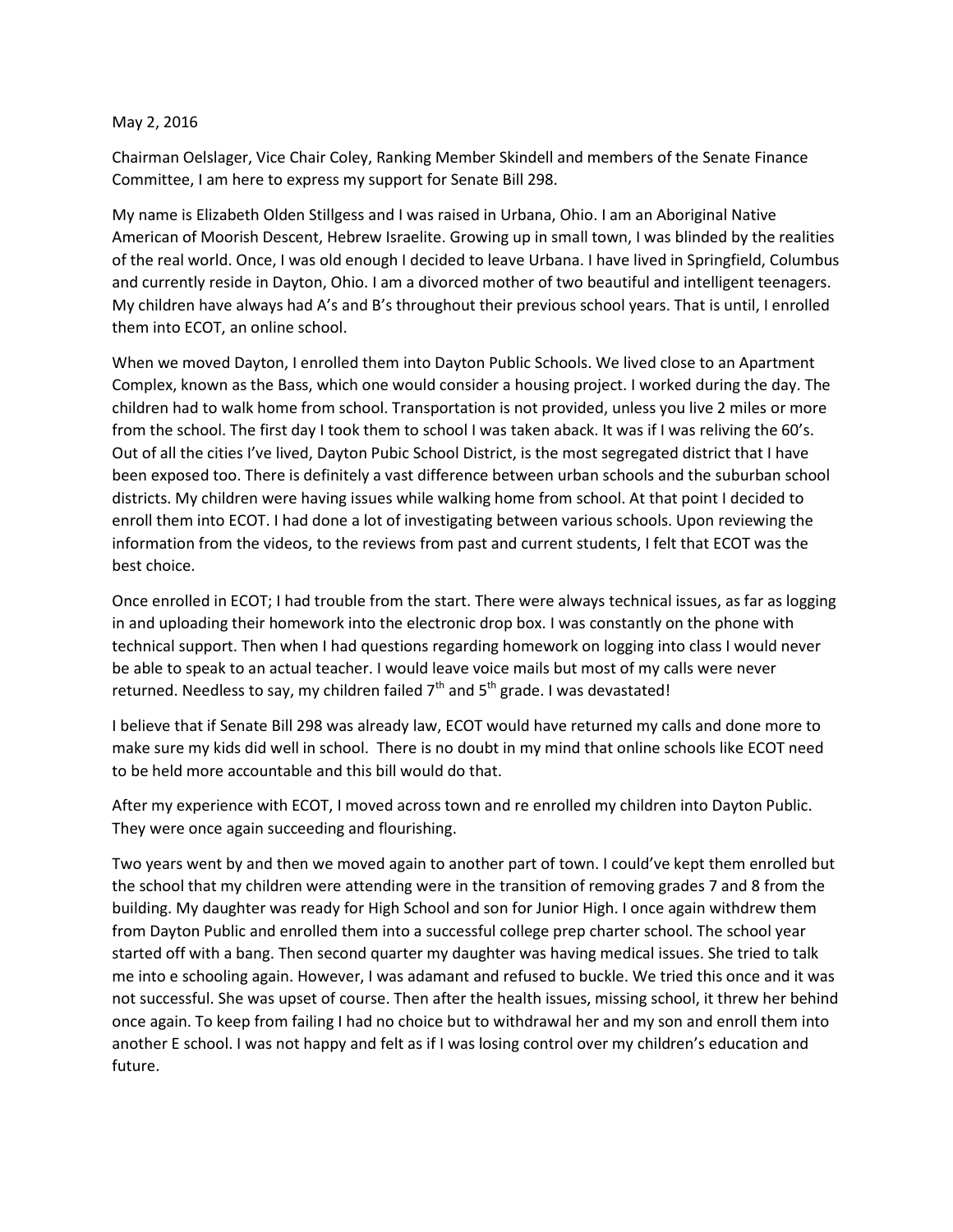May 2, 2016

Chairman Oelslager, Vice Chair Coley, Ranking Member Skindell and members of the Senate Finance Committee, I am here to express my support for Senate Bill 298.

My name is Elizabeth Olden Stillgess and I was raised in Urbana, Ohio. I am an Aboriginal Native American of Moorish Descent, Hebrew Israelite. Growing up in small town, I was blinded by the realities of the real world. Once, I was old enough I decided to leave Urbana. I have lived in Springfield, Columbus and currently reside in Dayton, Ohio. I am a divorced mother of two beautiful and intelligent teenagers. My children have always had A's and B's throughout their previous school years. That is until, I enrolled them into ECOT, an online school.

When we moved Dayton, I enrolled them into Dayton Public Schools. We lived close to an Apartment Complex, known as the Bass, which one would consider a housing project. I worked during the day. The children had to walk home from school. Transportation is not provided, unless you live 2 miles or more from the school. The first day I took them to school I was taken aback. It was if I was reliving the 60's. Out of all the cities I've lived, Dayton Pubic School District, is the most segregated district that I have been exposed too. There is definitely a vast difference between urban schools and the suburban school districts. My children were having issues while walking home from school. At that point I decided to enroll them into ECOT. I had done a lot of investigating between various schools. Upon reviewing the information from the videos, to the reviews from past and current students, I felt that ECOT was the best choice.

Once enrolled in ECOT; I had trouble from the start. There were always technical issues, as far as logging in and uploading their homework into the electronic drop box. I was constantly on the phone with technical support. Then when I had questions regarding homework on logging into class I would never be able to speak to an actual teacher. I would leave voice mails but most of my calls were never returned. Needless to say, my children failed 7th and 5th grade. I was devastated!

I believe that if Senate Bill 298 was already law, ECOT would have returned my calls and done more to make sure my kids did well in school. There is no doubt in my mind that online schools like ECOT need to be held more accountable and this bill would do that.

After my experience with ECOT, I moved across town and re enrolled my children into Dayton Public. They were once again succeeding and flourishing.

Two years went by and then we moved again to another part of town. I could've kept them enrolled but the school that my children were attending were in the transition of removing grades 7 and 8 from the building. My daughter was ready for High School and son for Junior High. I once again withdrew them from Dayton Public and enrolled them into a successful college prep charter school. The school year started off with a bang. Then second quarter my daughter was having medical issues. She tried to talk me into e schooling again. However, I was adamant and refused to buckle. We tried this once and it was not successful. She was upset of course. Then after the health issues, missing school, it threw her behind once again. To keep from failing I had no choice but to withdrawal her and my son and enroll them into another E school. I was not happy and felt as if I was losing control over my children's education and future.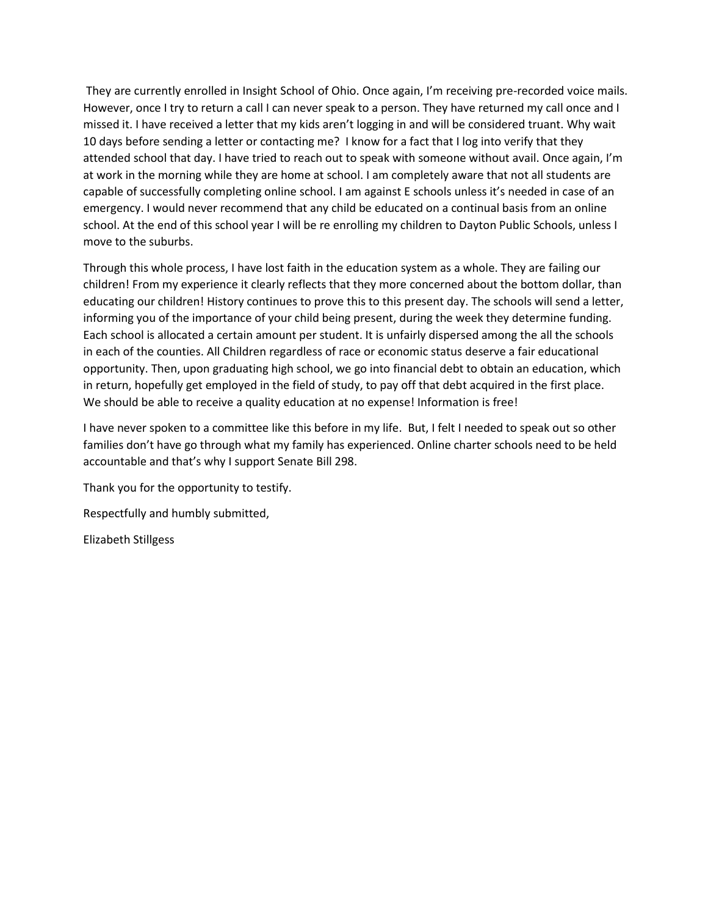They are currently enrolled in Insight School of Ohio. Once again, I'm receiving pre-recorded voice mails. However, once I try to return a call I can never speak to a person. They have returned my call once and I missed it. I have received a letter that my kids aren't logging in and will be considered truant. Why wait 10 days before sending a letter or contacting me? I know for a fact that I log into verify that they attended school that day. I have tried to reach out to speak with someone without avail. Once again, I'm at work in the morning while they are home at school. I am completely aware that not all students are capable of successfully completing online school. I am against E schools unless it's needed in case of an emergency. I would never recommend that any child be educated on a continual basis from an online school. At the end of this school year I will be re enrolling my children to Dayton Public Schools, unless I move to the suburbs.

Through this whole process, I have lost faith in the education system as a whole. They are failing our children! From my experience it clearly reflects that they more concerned about the bottom dollar, than educating our children! History continues to prove this to this present day. The schools will send a letter, informing you of the importance of your child being present, during the week they determine funding. Each school is allocated a certain amount per student. It is unfairly dispersed among the all the schools in each of the counties. All Children regardless of race or economic status deserve a fair educational opportunity. Then, upon graduating high school, we go into financial debt to obtain an education, which in return, hopefully get employed in the field of study, to pay off that debt acquired in the first place. We should be able to receive a quality education at no expense! Information is free!

I have never spoken to a committee like this before in my life. But, I felt I needed to speak out so other families don't have go through what my family has experienced. Online charter schools need to be held accountable and that's why I support Senate Bill 298.

Thank you for the opportunity to testify.

Respectfully and humbly submitted,

Elizabeth Stillgess